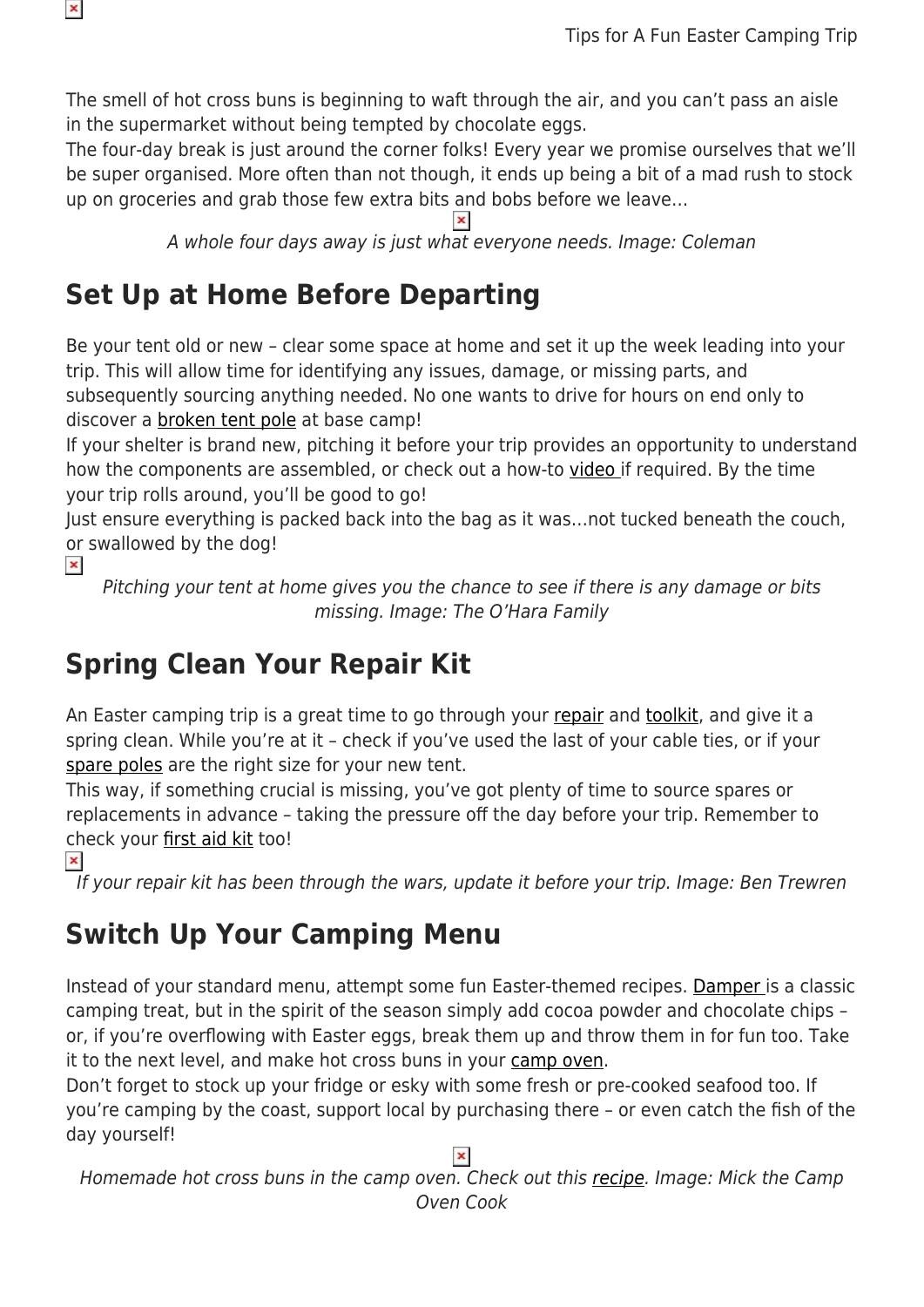The smell of hot cross buns is beginning to waft through the air, and you can't pass an aisle in the supermarket without being tempted by chocolate eggs.

The four-day break is just around the corner folks! Every year we promise ourselves that we'll be super organised. More often than not though, it ends up being a bit of a mad rush to stock up on groceries and grab those few extra bits and bobs before we leave…

*A whole four days away is just what everyone needs. Image: Coleman*

## Set Up at Home Before Departing

Be your tent old or new – clear some space at home and set it up the week leading into your trip. This will allow time for identifying any issues, damage, or missing parts, and subsequently sourcing anything needed. No one wants to drive for hours on end only to discover a broken tent pole at base camp!

If your shelter is brand new, pitching it before your trip provides an opportunity to understand how the components are assembled, or check out a how-to video if required. By the time your trip rolls around, you'll be good to go!

Just ensure everything is packed back into the bag as it was…not tucked beneath the couch, or swallowed by the dog!

*Pitching your tent at home gives you the chance to see if there is any damage or bits missing. Image: The O'Hara Family*

## Spring Clean Your Repair Kit

An Easter camping trip is a great time to go through your repair and toolkit, and give it a spring clean. While you're at it – check if you've used the last of your cable ties, or if your spare poles are the right size for your new tent.

This way, if something crucial is missing, you've got plenty of time to source spares or replacements in advance – taking the pressure off the day before your trip. Remember to check your first aid kit too!

*If your repair kit has been through the wars, update it before your trip. Image: Ben Trewren*

## Switch Up Your Camping Menu

Instead of your standard menu, attempt some fun Easter-themed recipes. Damper is a classic camping treat, but in the spirit of the season simply add cocoa powder and chocolate chips – or, if you're overflowing with Easter eggs, break them up and throw them in for fun too. Take it to the next level, and make hot cross buns in your camp oven.

Don't forget to stock up your fridge or esky with some fresh or pre-cooked seafood too. If you're camping by the coast, support local by purchasing there – or even catch the fish of the day yourself!

*Homemade hot cross buns in the camp oven. Check out this recipe. Image: Mick the Camp Oven Cook*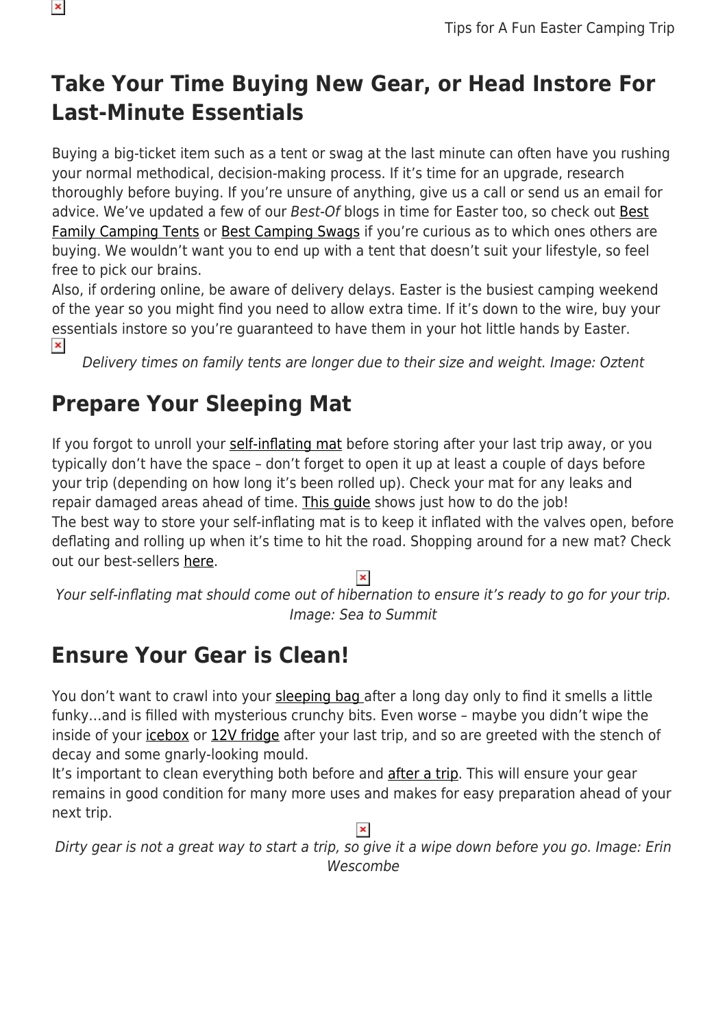## Take Your Time Buying New Gear, or Head Instore For Last-Minute Essentials

Buying a big-ticket item such as a tent or swag at the last minute can often have you rushing your normal methodical, decision-making process. If it's time for an upgrade, research thoroughly before buying. If you're unsure of anything, give us a call or send us an email for advice. We've updated a few of our *Best-Of* blogs in time for Easter too, so check out Best Family Camping Tents or Best Camping Swags if you're curious as to which ones others are buying. We wouldn't want you to end up with a tent that doesn't suit your lifestyle, so feel free to pick our brains.

Also, if ordering online, be aware of delivery delays. Easter is the busiest camping weekend of the year so you might find you need to allow extra time. If it's down to the wire, buy your essentials instore so you're guaranteed to have them in your hot little hands by Easter.

*Delivery times on family tents are longer due to their size and weight. Image: Oztent*

## Prepare Your Sleeping Mat

If you forgot to unroll your self-inflating mat before storing after your last trip away, or you typically don't have the space – don't forget to open it up at least a couple of days before your trip (depending on how long it's been rolled up). Check your mat for any leaks and repair damaged areas ahead of time. This guide shows just how to do the job!

The best way to store your self-inflating mat is to keep it inflated with the valves open, before deflating and rolling up when it's time to hit the road. Shopping around for a new mat? Check out our best-sellers here.

*Your self-inflating mat should come out of hibernation to ensure it's ready to go for your trip. Image: Sea to Summit*

## Ensure Your Gear is Clean!

You don't want to crawl into your sleeping bag after a long day only to find it smells a little funky…and is filled with mysterious crunchy bits. Even worse – maybe you didn't wipe the inside of your icebox or 12V fridge after your last trip, and so are greeted with the stench of decay and some gnarly-looking mould.

It's important to clean everything both before and after a trip. This will ensure your gear remains in good condition for many more uses and makes for easy preparation ahead of your next trip.

*Dirty gear is not a great way to start a trip, so give it a wipe down before you go. Image: Erin Wescombe*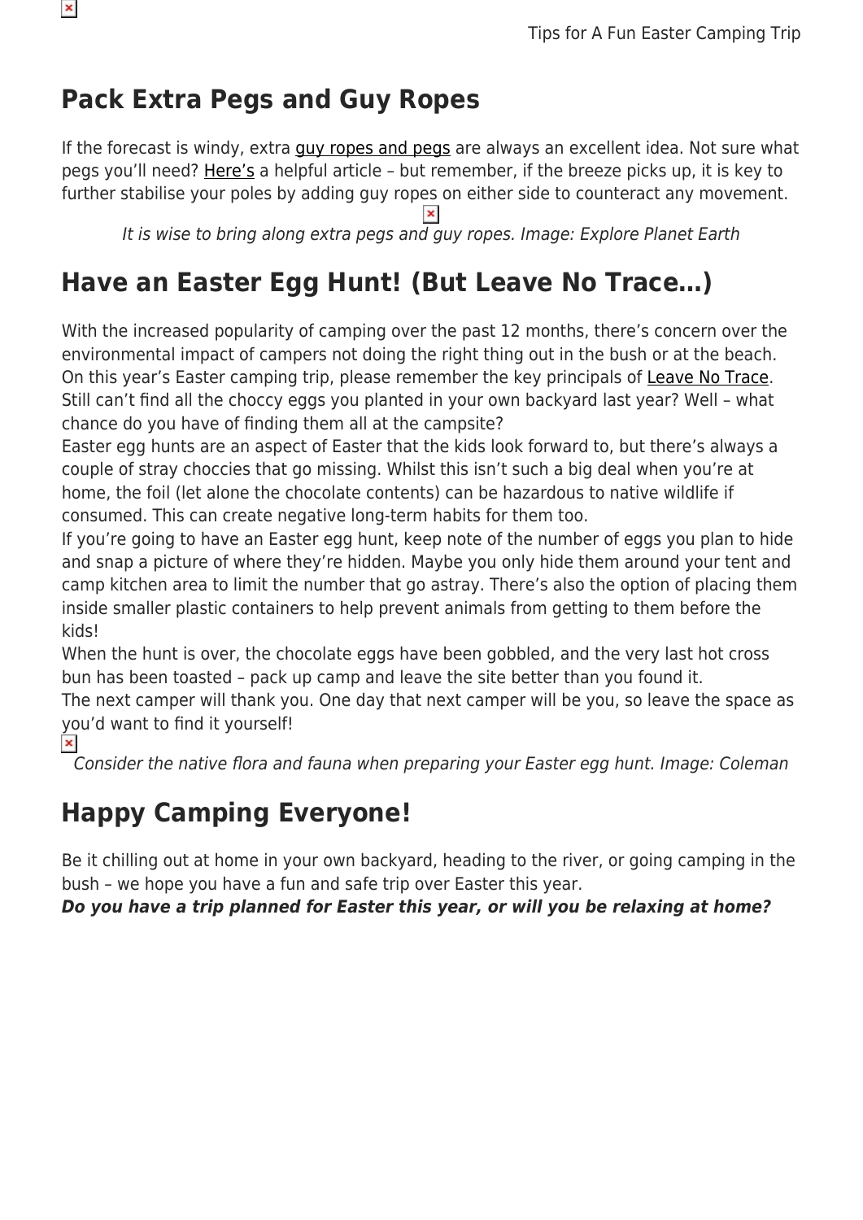## Pack Extra Pegs and Guy Ropes

If the forecast is windy, extra guy ropes and pegs are always an excellent idea. Not sure what pegs you'll need? Here's a helpful article – but remember, if the breeze picks up, it is key to further stabilise your poles by adding guy ropes on either side to counteract any movement.

*It is wise to bring along extra pegs and guy ropes. Image: Explore Planet Earth*

## Have an Easter Egg Hunt! (But Leave No Trace…)

With the increased popularity of camping over the past 12 months, there's concern over the environmental impact of campers not doing the right thing out in the bush or at the beach. On this year's Easter camping trip, please remember the key principals of Leave No Trace.

Still can't find all the choccy eggs you planted in your own backyard last year? Well – what chance do you have of finding them all at the campsite?

Easter egg hunts are an aspect of Easter that the kids look forward to, but there's always a couple of stray choccies that go missing. Whilst this isn't such a big deal when you're at home, the foil (let alone the chocolate contents) can be hazardous to native wildlife if consumed. This can create negative long-term habits for them too.

If you're going to have an Easter egg hunt, keep note of the number of eggs you plan to hide and snap a picture of where they're hidden. Maybe you only hide them around your tent and camp kitchen area to limit the number that go astray. There's also the option of placing them inside smaller plastic containers to help prevent animals from getting to them before the kids!

When the hunt is over, the chocolate eggs have been gobbled, and the very last hot cross bun has been toasted – pack up camp and leave the site better than you found it.

The next camper will thank you. One day that next camper will be you, so leave the space as you'd want to find it yourself!

*Consider the native flora and fauna when preparing your Easter egg hunt. Image: Coleman*

## Happy Camping Everyone!

Be it chilling out at home in your own backyard, heading to the river, or going camping in the bush – we hope you have a fun and safe trip over Easter this year.

***Do you have a trip planned for Easter this year, or will you be relaxing at home?***